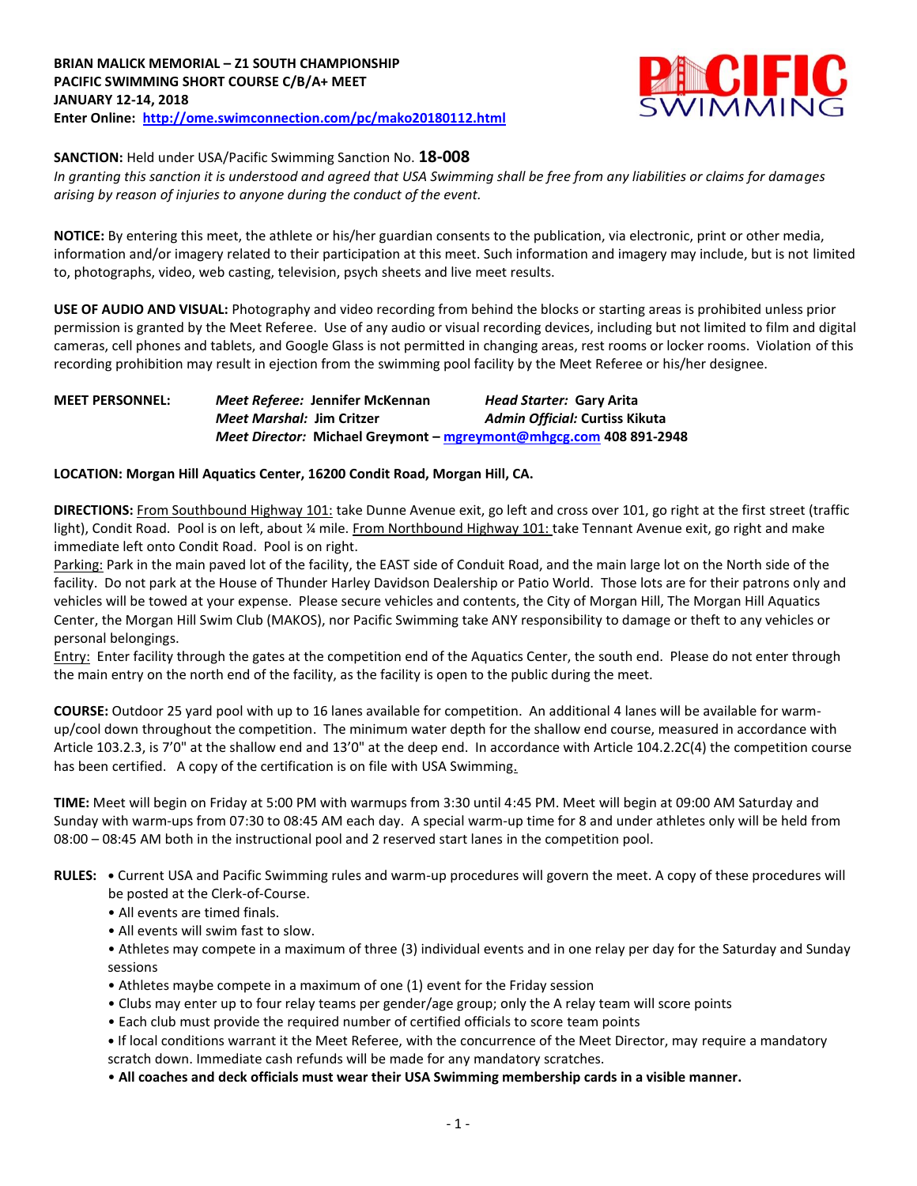**BRIAN MALICK MEMORIAL – Z1 SOUTH CHAMPIONSHIP**
**PACIFIC SWIMMING SHORT COURSE C/B/A+ MEET**
**JANUARY 12-14, 2018**
**Enter Online: http://ome.swimconnection.com/pc/mako20180112.html**

**SANCTION:** Held under USA/Pacific Swimming Sanction No. **18-008**
*In granting this sanction it is understood and agreed that USA Swimming shall be free from any liabilities or claims for damages arising by reason of injuries to anyone during the conduct of the event.*

**NOTICE:** By entering this meet, the athlete or his/her guardian consents to the publication, via electronic, print or other media, information and/or imagery related to their participation at this meet. Such information and imagery may include, but is not limited to, photographs, video, web casting, television, psych sheets and live meet results.

**USE OF AUDIO AND VISUAL:** Photography and video recording from behind the blocks or starting areas is prohibited unless prior permission is granted by the Meet Referee. Use of any audio or visual recording devices, including but not limited to film and digital cameras, cell phones and tablets, and Google Glass is not permitted in changing areas, rest rooms or locker rooms. Violation of this recording prohibition may result in ejection from the swimming pool facility by the Meet Referee or his/her designee.

**MEET PERSONNEL:**
- ***Meet Referee:*** **Jennifer McKennan**
- ***Head Starter:*** **Gary Arita**
- ***Meet Marshal:*** **Jim Critzer**
- ***Admin Official:*** **Curtiss Kikuta**
- ***Meet Director:*** **Michael Greymont – mgreymont@mhgcg.com 408 891-2948**

**LOCATION: Morgan Hill Aquatics Center, 16200 Condit Road, Morgan Hill, CA.**

**DIRECTIONS:** From Southbound Highway 101: take Dunne Avenue exit, go left and cross over 101, go right at the first street (traffic light), Condit Road. Pool is on left, about ¼ mile. From Northbound Highway 101: take Tennant Avenue exit, go right and make immediate left onto Condit Road. Pool is on right.

Parking: Park in the main paved lot of the facility, the EAST side of Conduit Road, and the main large lot on the North side of the facility. Do not park at the House of Thunder Harley Davidson Dealership or Patio World. Those lots are for their patrons only and vehicles will be towed at your expense. Please secure vehicles and contents, the City of Morgan Hill, The Morgan Hill Aquatics Center, the Morgan Hill Swim Club (MAKOS), nor Pacific Swimming take ANY responsibility to damage or theft to any vehicles or personal belongings.

Entry: Enter facility through the gates at the competition end of the Aquatics Center, the south end. Please do not enter through the main entry on the north end of the facility, as the facility is open to the public during the meet.

**COURSE:** Outdoor 25 yard pool with up to 16 lanes available for competition. An additional 4 lanes will be available for warm-up/cool down throughout the competition. The minimum water depth for the shallow end course, measured in accordance with Article 103.2.3, is 7'0" at the shallow end and 13'0" at the deep end. In accordance with Article 104.2.2C(4) the competition course has been certified. A copy of the certification is on file with USA Swimming.

**TIME:** Meet will begin on Friday at 5:00 PM with warmups from 3:30 until 4:45 PM. Meet will begin at 09:00 AM Saturday and Sunday with warm-ups from 07:30 to 08:45 AM each day. A special warm-up time for 8 and under athletes only will be held from 08:00 – 08:45 AM both in the instructional pool and 2 reserved start lanes in the competition pool.

**RULES:**
- Current USA and Pacific Swimming rules and warm-up procedures will govern the meet. A copy of these procedures will be posted at the Clerk-of-Course.
- All events are timed finals.
- All events will swim fast to slow.
- Athletes may compete in a maximum of three (3) individual events and in one relay per day for the Saturday and Sunday sessions
- Athletes maybe compete in a maximum of one (1) event for the Friday session
- Clubs may enter up to four relay teams per gender/age group; only the A relay team will score points
- Each club must provide the required number of certified officials to score team points
- If local conditions warrant it the Meet Referee, with the concurrence of the Meet Director, may require a mandatory scratch down. Immediate cash refunds will be made for any mandatory scratches.
- **All coaches and deck officials must wear their USA Swimming membership cards in a visible manner.**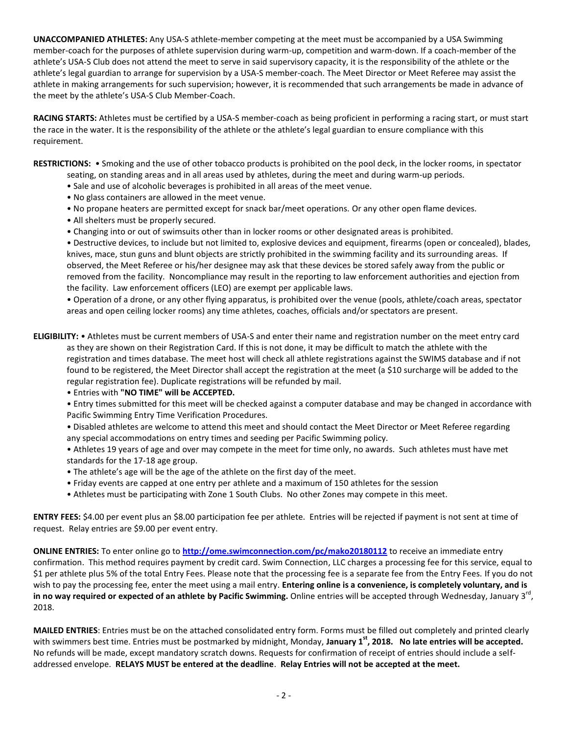**UNACCOMPANIED ATHLETES:** Any USA-S athlete-member competing at the meet must be accompanied by a USA Swimming member-coach for the purposes of athlete supervision during warm-up, competition and warm-down. If a coach-member of the athlete's USA-S Club does not attend the meet to serve in said supervisory capacity, it is the responsibility of the athlete or the athlete's legal guardian to arrange for supervision by a USA-S member-coach. The Meet Director or Meet Referee may assist the athlete in making arrangements for such supervision; however, it is recommended that such arrangements be made in advance of the meet by the athlete's USA-S Club Member-Coach.

**RACING STARTS:** Athletes must be certified by a USA-S member-coach as being proficient in performing a racing start, or must start the race in the water. It is the responsibility of the athlete or the athlete's legal guardian to ensure compliance with this requirement.

**RESTRICTIONS:**
- Smoking and the use of other tobacco products is prohibited on the pool deck, in the locker rooms, in spectator seating, on standing areas and in all areas used by athletes, during the meet and during warm-up periods.
- Sale and use of alcoholic beverages is prohibited in all areas of the meet venue.
- No glass containers are allowed in the meet venue.
- No propane heaters are permitted except for snack bar/meet operations. Or any other open flame devices.
- All shelters must be properly secured.
- Changing into or out of swimsuits other than in locker rooms or other designated areas is prohibited.
- Destructive devices, to include but not limited to, explosive devices and equipment, firearms (open or concealed), blades, knives, mace, stun guns and blunt objects are strictly prohibited in the swimming facility and its surrounding areas. If observed, the Meet Referee or his/her designee may ask that these devices be stored safely away from the public or removed from the facility. Noncompliance may result in the reporting to law enforcement authorities and ejection from the facility. Law enforcement officers (LEO) are exempt per applicable laws.
- Operation of a drone, or any other flying apparatus, is prohibited over the venue (pools, athlete/coach areas, spectator areas and open ceiling locker rooms) any time athletes, coaches, officials and/or spectators are present.

**ELIGIBILITY:**
- Athletes must be current members of USA-S and enter their name and registration number on the meet entry card as they are shown on their Registration Card. If this is not done, it may be difficult to match the athlete with the registration and times database. The meet host will check all athlete registrations against the SWIMS database and if not found to be registered, the Meet Director shall accept the registration at the meet (a $10 surcharge will be added to the regular registration fee). Duplicate registrations will be refunded by mail.
- Entries with **"NO TIME" will be ACCEPTED.**
- Entry times submitted for this meet will be checked against a computer database and may be changed in accordance with Pacific Swimming Entry Time Verification Procedures.
- Disabled athletes are welcome to attend this meet and should contact the Meet Director or Meet Referee regarding any special accommodations on entry times and seeding per Pacific Swimming policy.
- Athletes 19 years of age and over may compete in the meet for time only, no awards. Such athletes must have met standards for the 17-18 age group.
- The athlete's age will be the age of the athlete on the first day of the meet.
- Friday events are capped at one entry per athlete and a maximum of 150 athletes for the session
- Athletes must be participating with Zone 1 South Clubs. No other Zones may compete in this meet.

**ENTRY FEES:** $4.00 per event plus an $8.00 participation fee per athlete. Entries will be rejected if payment is not sent at time of request. Relay entries are $9.00 per event entry.

**ONLINE ENTRIES:** To enter online go to **http://ome.swimconnection.com/pc/mako20180112** to receive an immediate entry confirmation. This method requires payment by credit card. Swim Connection, LLC charges a processing fee for this service, equal to $1 per athlete plus 5% of the total Entry Fees. Please note that the processing fee is a separate fee from the Entry Fees. If you do not wish to pay the processing fee, enter the meet using a mail entry. **Entering online is a convenience, is completely voluntary, and is in no way required or expected of an athlete by Pacific Swimming.** Online entries will be accepted through Wednesday, January 3rd, 2018.

**MAILED ENTRIES**: Entries must be on the attached consolidated entry form. Forms must be filled out completely and printed clearly with swimmers best time. Entries must be postmarked by midnight, Monday, **January 1st, 2018. No late entries will be accepted.** No refunds will be made, except mandatory scratch downs. Requests for confirmation of receipt of entries should include a self-addressed envelope. **RELAYS MUST be entered at the deadline**. **Relay Entries will not be accepted at the meet.**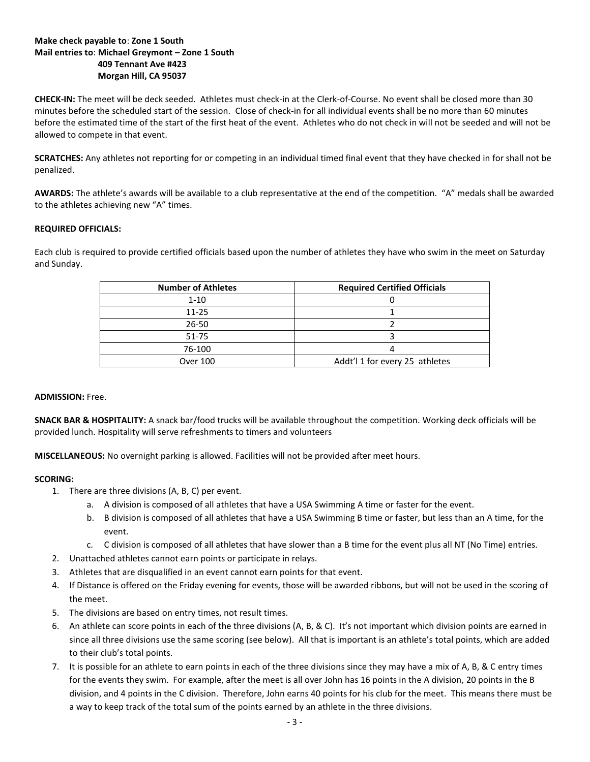**Make check payable to**: **Zone 1 South**
**Mail entries to**: **Michael Greymont – Zone 1 South**
**409 Tennant Ave #423**
**Morgan Hill, CA 95037**

**CHECK-IN:** The meet will be deck seeded. Athletes must check-in at the Clerk-of-Course. No event shall be closed more than 30 minutes before the scheduled start of the session. Close of check-in for all individual events shall be no more than 60 minutes before the estimated time of the start of the first heat of the event. Athletes who do not check in will not be seeded and will not be allowed to compete in that event.

**SCRATCHES:** Any athletes not reporting for or competing in an individual timed final event that they have checked in for shall not be penalized.

**AWARDS:** The athlete's awards will be available to a club representative at the end of the competition. "A" medals shall be awarded to the athletes achieving new "A" times.

**REQUIRED OFFICIALS:**

Each club is required to provide certified officials based upon the number of athletes they have who swim in the meet on Saturday and Sunday.

| Number of Athletes | Required Certified Officials |
|---|---|
| 1-10 | 0 |
| 11-25 | 1 |
| 26-50 | 2 |
| 51-75 | 3 |
| 76-100 | 4 |
| Over 100 | Addt'l 1 for every 25 athletes |

**ADMISSION:** Free.

**SNACK BAR & HOSPITALITY:** A snack bar/food trucks will be available throughout the competition. Working deck officials will be provided lunch. Hospitality will serve refreshments to timers and volunteers

**MISCELLANEOUS:** No overnight parking is allowed. Facilities will not be provided after meet hours.

**SCORING:**

1. There are three divisions (A, B, C) per event.
   a. A division is composed of all athletes that have a USA Swimming A time or faster for the event.
   b. B division is composed of all athletes that have a USA Swimming B time or faster, but less than an A time, for the event.
   c. C division is composed of all athletes that have slower than a B time for the event plus all NT (No Time) entries.
2. Unattached athletes cannot earn points or participate in relays.
3. Athletes that are disqualified in an event cannot earn points for that event.
4. If Distance is offered on the Friday evening for events, those will be awarded ribbons, but will not be used in the scoring of the meet.
5. The divisions are based on entry times, not result times.
6. An athlete can score points in each of the three divisions (A, B, & C). It's not important which division points are earned in since all three divisions use the same scoring (see below). All that is important is an athlete's total points, which are added to their club's total points.
7. It is possible for an athlete to earn points in each of the three divisions since they may have a mix of A, B, & C entry times for the events they swim. For example, after the meet is all over John has 16 points in the A division, 20 points in the B division, and 4 points in the C division. Therefore, John earns 40 points for his club for the meet. This means there must be a way to keep track of the total sum of the points earned by an athlete in the three divisions.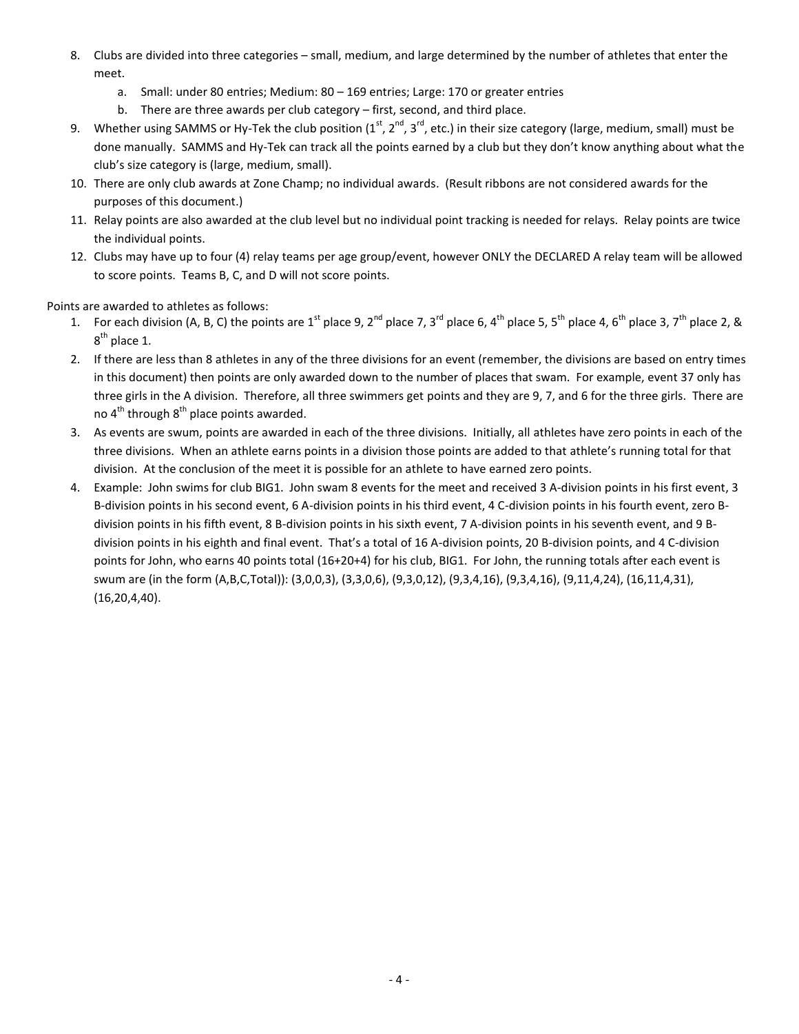8. Clubs are divided into three categories – small, medium, and large determined by the number of athletes that enter the meet.
    a. Small: under 80 entries; Medium: 80 – 169 entries; Large: 170 or greater entries
    b. There are three awards per club category – first, second, and third place.
9. Whether using SAMMS or Hy-Tek the club position (1st, 2nd, 3rd, etc.) in their size category (large, medium, small) must be done manually. SAMMS and Hy-Tek can track all the points earned by a club but they don't know anything about what the club's size category is (large, medium, small).
10. There are only club awards at Zone Champ; no individual awards. (Result ribbons are not considered awards for the purposes of this document.)
11. Relay points are also awarded at the club level but no individual point tracking is needed for relays. Relay points are twice the individual points.
12. Clubs may have up to four (4) relay teams per age group/event, however ONLY the DECLARED A relay team will be allowed to score points. Teams B, C, and D will not score points.

Points are awarded to athletes as follows:

1. For each division (A, B, C) the points are 1st place 9, 2nd place 7, 3rd place 6, 4th place 5, 5th place 4, 6th place 3, 7th place 2, & 8th place 1.
2. If there are less than 8 athletes in any of the three divisions for an event (remember, the divisions are based on entry times in this document) then points are only awarded down to the number of places that swam. For example, event 37 only has three girls in the A division. Therefore, all three swimmers get points and they are 9, 7, and 6 for the three girls. There are no 4th through 8th place points awarded.
3. As events are swum, points are awarded in each of the three divisions. Initially, all athletes have zero points in each of the three divisions. When an athlete earns points in a division those points are added to that athlete's running total for that division. At the conclusion of the meet it is possible for an athlete to have earned zero points.
4. Example: John swims for club BIG1. John swam 8 events for the meet and received 3 A-division points in his first event, 3 B-division points in his second event, 6 A-division points in his third event, 4 C-division points in his fourth event, zero B-division points in his fifth event, 8 B-division points in his sixth event, 7 A-division points in his seventh event, and 9 B-division points in his eighth and final event. That's a total of 16 A-division points, 20 B-division points, and 4 C-division points for John, who earns 40 points total (16+20+4) for his club, BIG1. For John, the running totals after each event is swum are (in the form (A,B,C,Total)): (3,0,0,3), (3,3,0,6), (9,3,0,12), (9,3,4,16), (9,3,4,16), (9,11,4,24), (16,11,4,31), (16,20,4,40).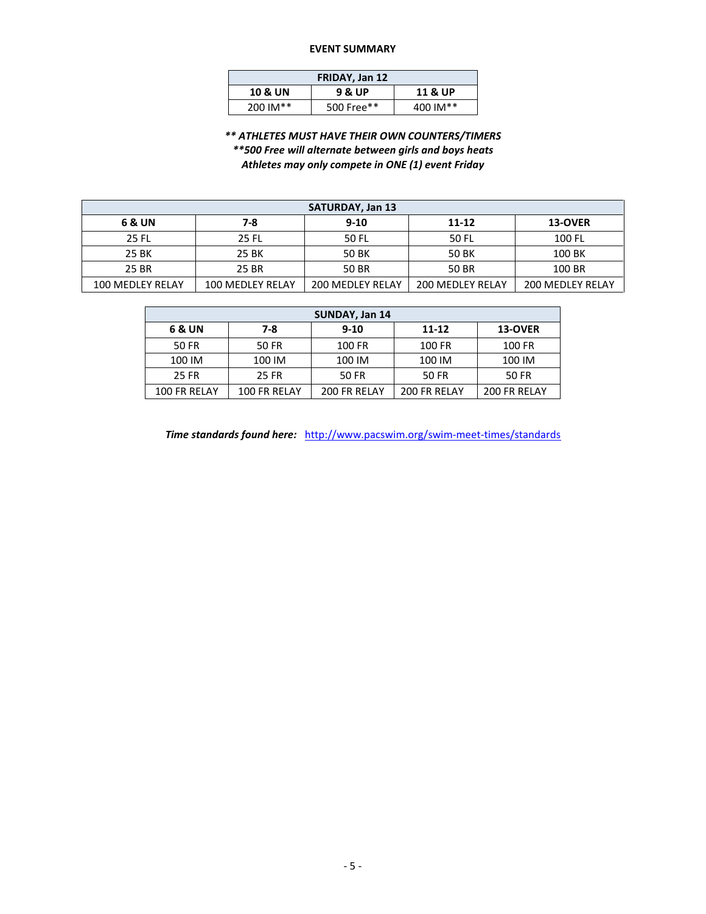## EVENT SUMMARY

| FRIDAY, Jan 12 | | |
|---|---|---|
| **10 & UN** | **9 & UP** | **11 & UP** |
| 200 IM** | 500 Free** | 400 IM** |

***\*\* ATHLETES MUST HAVE THEIR OWN COUNTERS/TIMERS***
***\*\*500 Free will alternate between girls and boys heats***
***Athletes may only compete in ONE (1) event Friday***

| SATURDAY, Jan 13 | | | | |
|---|---|---|---|---|
| **6 & UN** | **7-8** | **9-10** | **11-12** | **13-OVER** |
| 25 FL | 25 FL | 50 FL | 50 FL | 100 FL |
| 25 BK | 25 BK | 50 BK | 50 BK | 100 BK |
| 25 BR | 25 BR | 50 BR | 50 BR | 100 BR |
| 100 MEDLEY RELAY | 100 MEDLEY RELAY | 200 MEDLEY RELAY | 200 MEDLEY RELAY | 200 MEDLEY RELAY |

| SUNDAY, Jan 14 | | | | |
|---|---|---|---|---|
| **6 & UN** | **7-8** | **9-10** | **11-12** | **13-OVER** |
| 50 FR | 50 FR | 100 FR | 100 FR | 100 FR |
| 100 IM | 100 IM | 100 IM | 100 IM | 100 IM |
| 25 FR | 25 FR | 50 FR | 50 FR | 50 FR |
| 100 FR RELAY | 100 FR RELAY | 200 FR RELAY | 200 FR RELAY | 200 FR RELAY |

***Time standards found here:*** http://www.pacswim.org/swim-meet-times/standards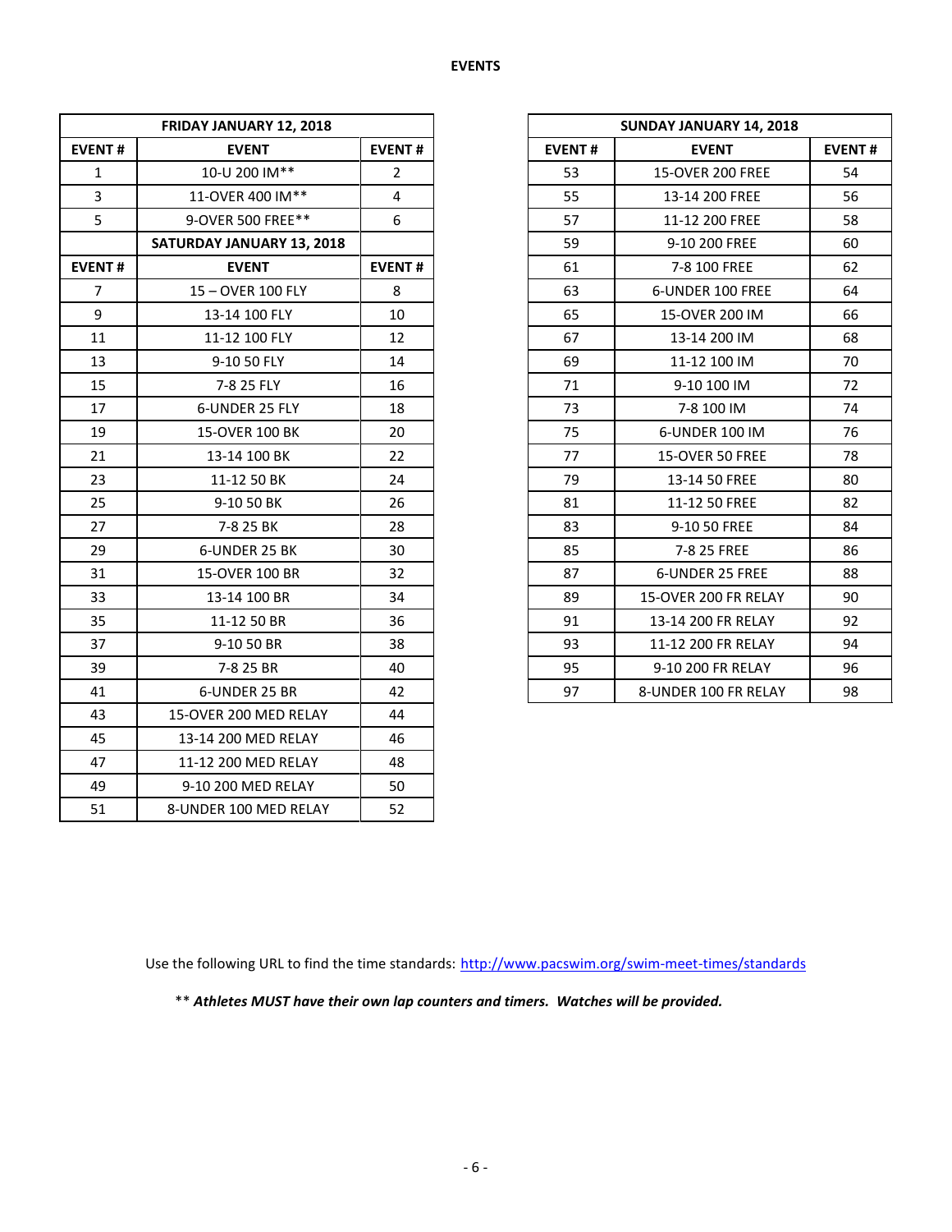## EVENTS

| FRIDAY JANUARY 12, 2018 | | |
|---|---|---|
| **EVENT #** | **EVENT** | **EVENT #** |
| 1 | 10-U 200 IM** | 2 |
| 3 | 11-OVER 400 IM** | 4 |
| 5 | 9-OVER 500 FREE** | 6 |
| | **SATURDAY JANUARY 13, 2018** | |
| **EVENT #** | **EVENT** | **EVENT #** |
| 7 | 15 – OVER 100 FLY | 8 |
| 9 | 13-14 100 FLY | 10 |
| 11 | 11-12 100 FLY | 12 |
| 13 | 9-10 50 FLY | 14 |
| 15 | 7-8 25 FLY | 16 |
| 17 | 6-UNDER 25 FLY | 18 |
| 19 | 15-OVER 100 BK | 20 |
| 21 | 13-14 100 BK | 22 |
| 23 | 11-12 50 BK | 24 |
| 25 | 9-10 50 BK | 26 |
| 27 | 7-8 25 BK | 28 |
| 29 | 6-UNDER 25 BK | 30 |
| 31 | 15-OVER 100 BR | 32 |
| 33 | 13-14 100 BR | 34 |
| 35 | 11-12 50 BR | 36 |
| 37 | 9-10 50 BR | 38 |
| 39 | 7-8 25 BR | 40 |
| 41 | 6-UNDER 25 BR | 42 |
| 43 | 15-OVER 200 MED RELAY | 44 |
| 45 | 13-14 200 MED RELAY | 46 |
| 47 | 11-12 200 MED RELAY | 48 |
| 49 | 9-10 200 MED RELAY | 50 |
| 51 | 8-UNDER 100 MED RELAY | 52 |

| SUNDAY JANUARY 14, 2018 | | |
|---|---|---|
| **EVENT #** | **EVENT** | **EVENT #** |
| 53 | 15-OVER 200 FREE | 54 |
| 55 | 13-14 200 FREE | 56 |
| 57 | 11-12 200 FREE | 58 |
| 59 | 9-10 200 FREE | 60 |
| 61 | 7-8 100 FREE | 62 |
| 63 | 6-UNDER 100 FREE | 64 |
| 65 | 15-OVER 200 IM | 66 |
| 67 | 13-14 200 IM | 68 |
| 69 | 11-12 100 IM | 70 |
| 71 | 9-10 100 IM | 72 |
| 73 | 7-8 100 IM | 74 |
| 75 | 6-UNDER 100 IM | 76 |
| 77 | 15-OVER 50 FREE | 78 |
| 79 | 13-14 50 FREE | 80 |
| 81 | 11-12 50 FREE | 82 |
| 83 | 9-10 50 FREE | 84 |
| 85 | 7-8 25 FREE | 86 |
| 87 | 6-UNDER 25 FREE | 88 |
| 89 | 15-OVER 200 FR RELAY | 90 |
| 91 | 13-14 200 FR RELAY | 92 |
| 93 | 11-12 200 FR RELAY | 94 |
| 95 | 9-10 200 FR RELAY | 96 |
| 97 | 8-UNDER 100 FR RELAY | 98 |

Use the following URL to find the time standards: http://www.pacswim.org/swim-meet-times/standards

** ***Athletes MUST have their own lap counters and timers. Watches will be provided.***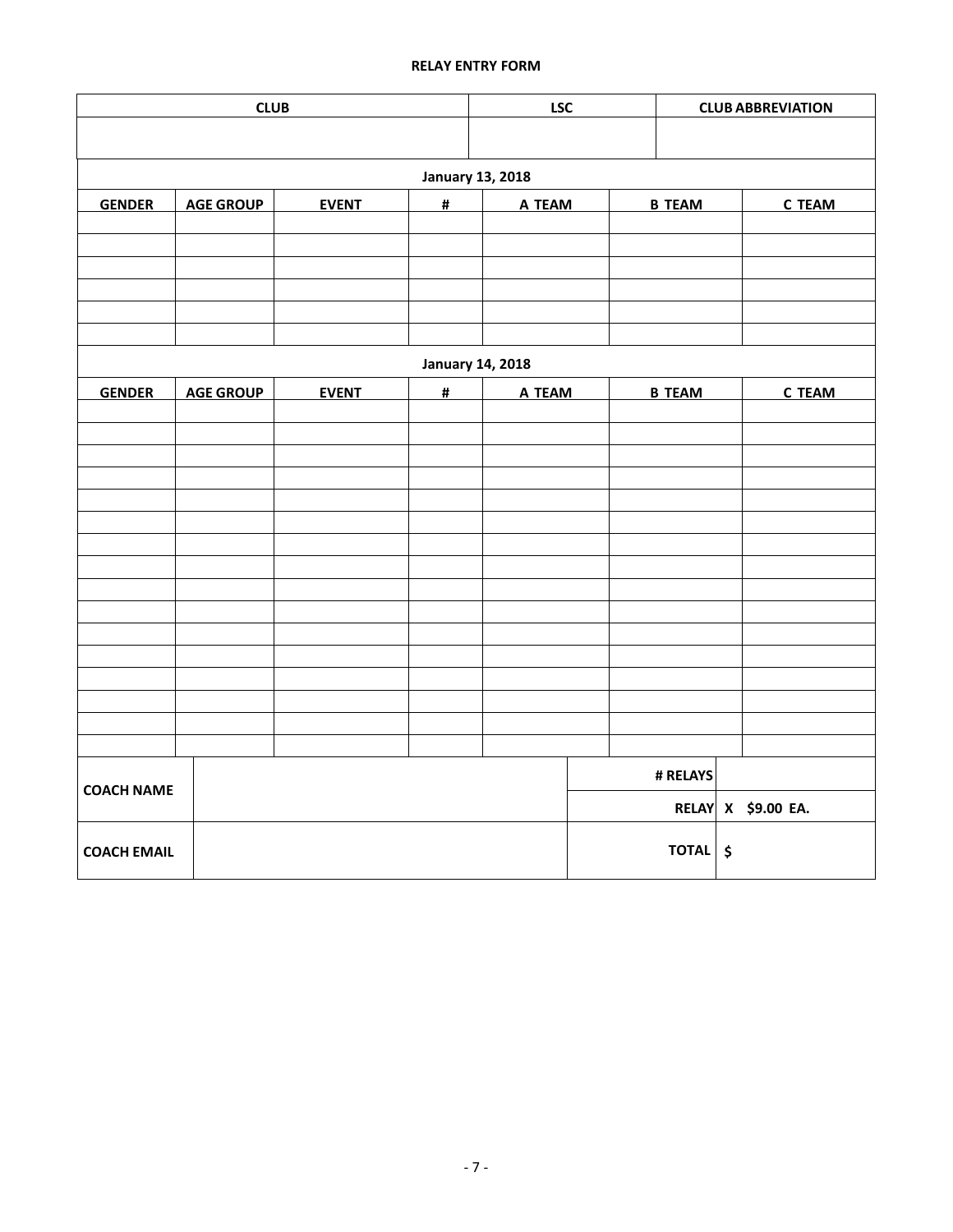**RELAY ENTRY FORM**

| CLUB | LSC | CLUB ABBREVIATION |
|---|---|---|
| | | |

**January 13, 2018**

| GENDER | AGE GROUP | EVENT | # | A TEAM | B TEAM | C TEAM |
|---|---|---|---|---|---|---|
| | | | | | | |
| | | | | | | |
| | | | | | | |
| | | | | | | |
| | | | | | | |
| | | | | | | |

**January 14, 2018**

| GENDER | AGE GROUP | EVENT | # | A TEAM | B TEAM | C TEAM |
|---|---|---|---|---|---|---|
| | | | | | | |
| | | | | | | |
| | | | | | | |
| | | | | | | |
| | | | | | | |
| | | | | | | |
| | | | | | | |
| | | | | | | |
| | | | | | | |
| | | | | | | |
| | | | | | | |
| | | | | | | |
| | | | | | | |
| | | | | | | |
| | | | | | | |
| | | | | | | |

| | | | |
|---|---|---|---|
| **COACH NAME** | | **# RELAYS** | |
| | | **RELAY** | **X $9.00 EA.** |
| **COACH EMAIL** | | **TOTAL** | **$** |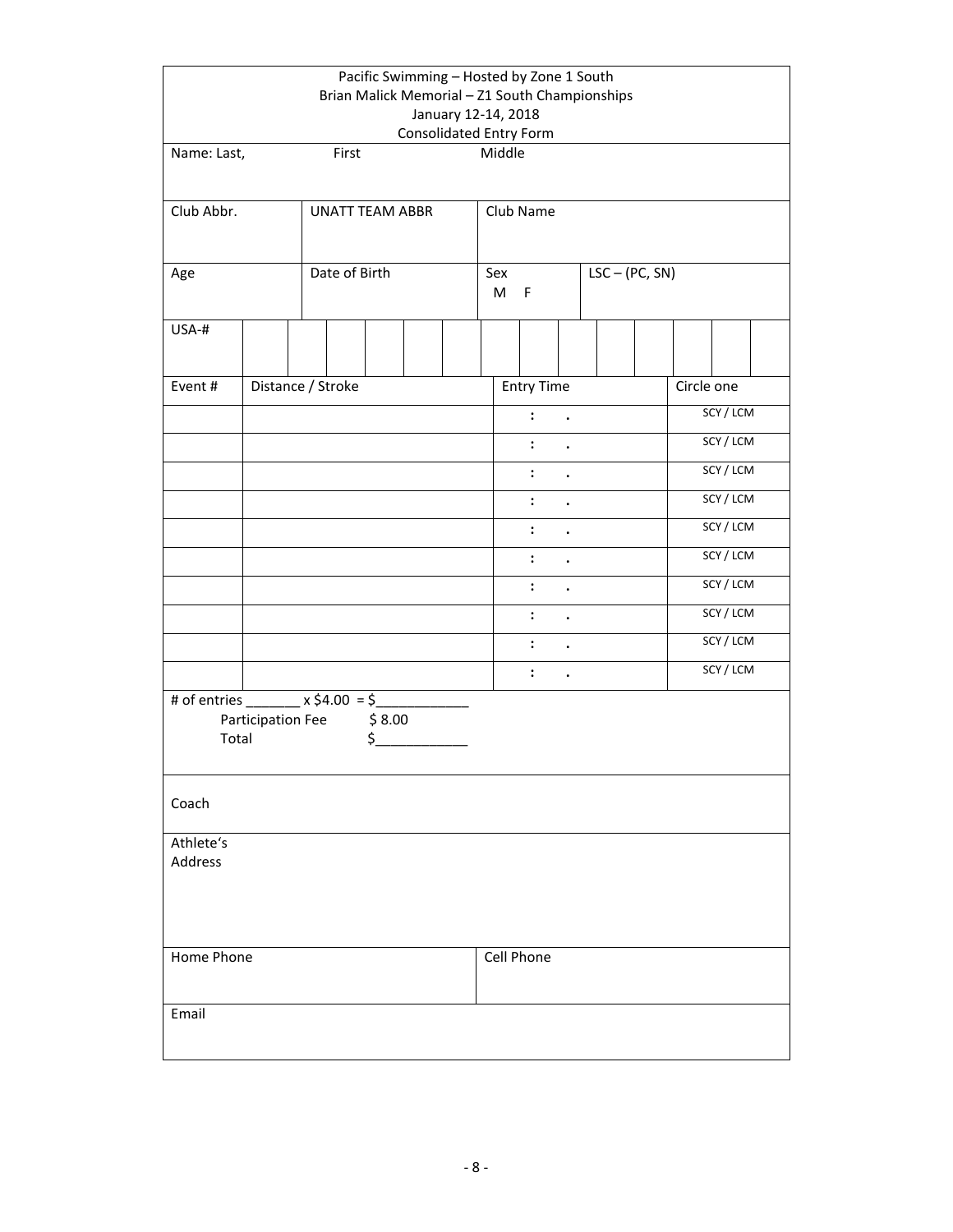Pacific Swimming – Hosted by Zone 1 South
Brian Malick Memorial – Z1 South Championships
January 12-14, 2018
Consolidated Entry Form

| | | | |
|---|---|---|---|
| Name: Last, | First | | Middle |
| Club Abbr. | UNATT TEAM ABBR | Club Name | |
| Age | Date of Birth | Sex M F | LSC – (PC, SN) |

| | | | | | | | | | | | | | |
|---|---|---|---|---|---|---|---|---|---|---|---|---|---|
| USA-# | | | | | | | | | | | | | |

| Event # | Distance / Stroke | Entry Time | Circle one |
|---|---|---|---|
| | | : . | SCY / LCM |
| | | : . | SCY / LCM |
| | | : . | SCY / LCM |
| | | : . | SCY / LCM |
| | | : . | SCY / LCM |
| | | : . | SCY / LCM |
| | | : . | SCY / LCM |
| | | : . | SCY / LCM |
| | | : . | SCY / LCM |
| | | : . | SCY / LCM |

# of entries _______ x $4.00 = $____________
Participation Fee $ 8.00
Total $____________

Coach

Athlete's Address

| | |
|---|---|
| Home Phone | Cell Phone |

Email